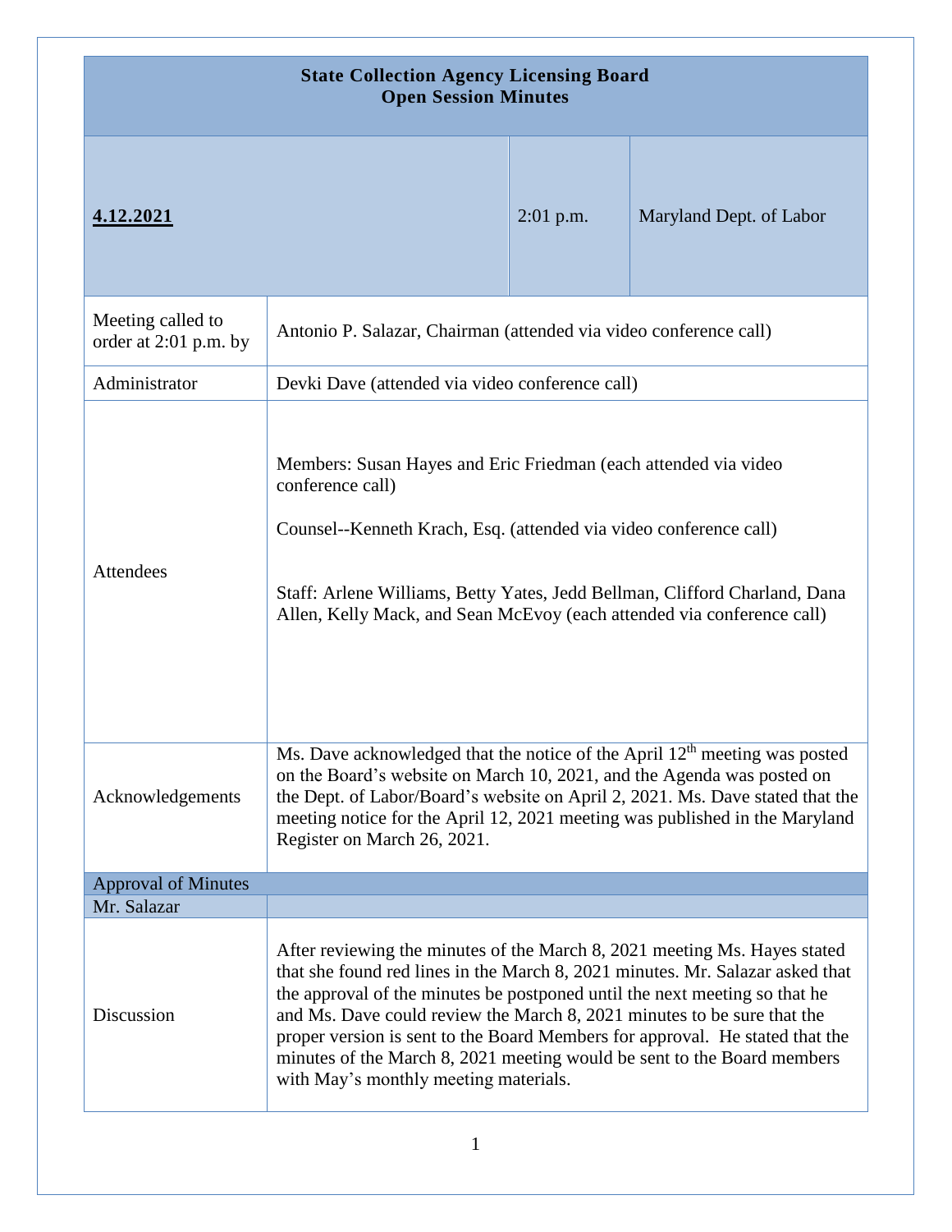# State Collection Agency Licensing Board
## Open Session Minutes

| **4.12.2021** | 2:01 p.m. | Maryland Dept. of Labor |
|---|---|---|

| | |
|---|---|
| Meeting called to order at 2:01 p.m. by | Antonio P. Salazar, Chairman (attended via video conference call) |
| Administrator | Devki Dave (attended via video conference call) |
| Attendees | Members: Susan Hayes and Eric Friedman (each attended via video conference call)<br><br>Counsel--Kenneth Krach, Esq. (attended via video conference call)<br><br>Staff: Arlene Williams, Betty Yates, Jedd Bellman, Clifford Charland, Dana Allen, Kelly Mack, and Sean McEvoy (each attended via conference call) |
| Acknowledgements | Ms. Dave acknowledged that the notice of the April 12th meeting was posted on the Board's website on March 10, 2021, and the Agenda was posted on the Dept. of Labor/Board's website on April 2, 2021. Ms. Dave stated that the meeting notice for the April 12, 2021 meeting was published in the Maryland Register on March 26, 2021. |
| **Approval of Minutes** | |
| Mr. Salazar | |
| Discussion | After reviewing the minutes of the March 8, 2021 meeting Ms. Hayes stated that she found red lines in the March 8, 2021 minutes. Mr. Salazar asked that the approval of the minutes be postponed until the next meeting so that he and Ms. Dave could review the March 8, 2021 minutes to be sure that the proper version is sent to the Board Members for approval. He stated that the minutes of the March 8, 2021 meeting would be sent to the Board members with May's monthly meeting materials. |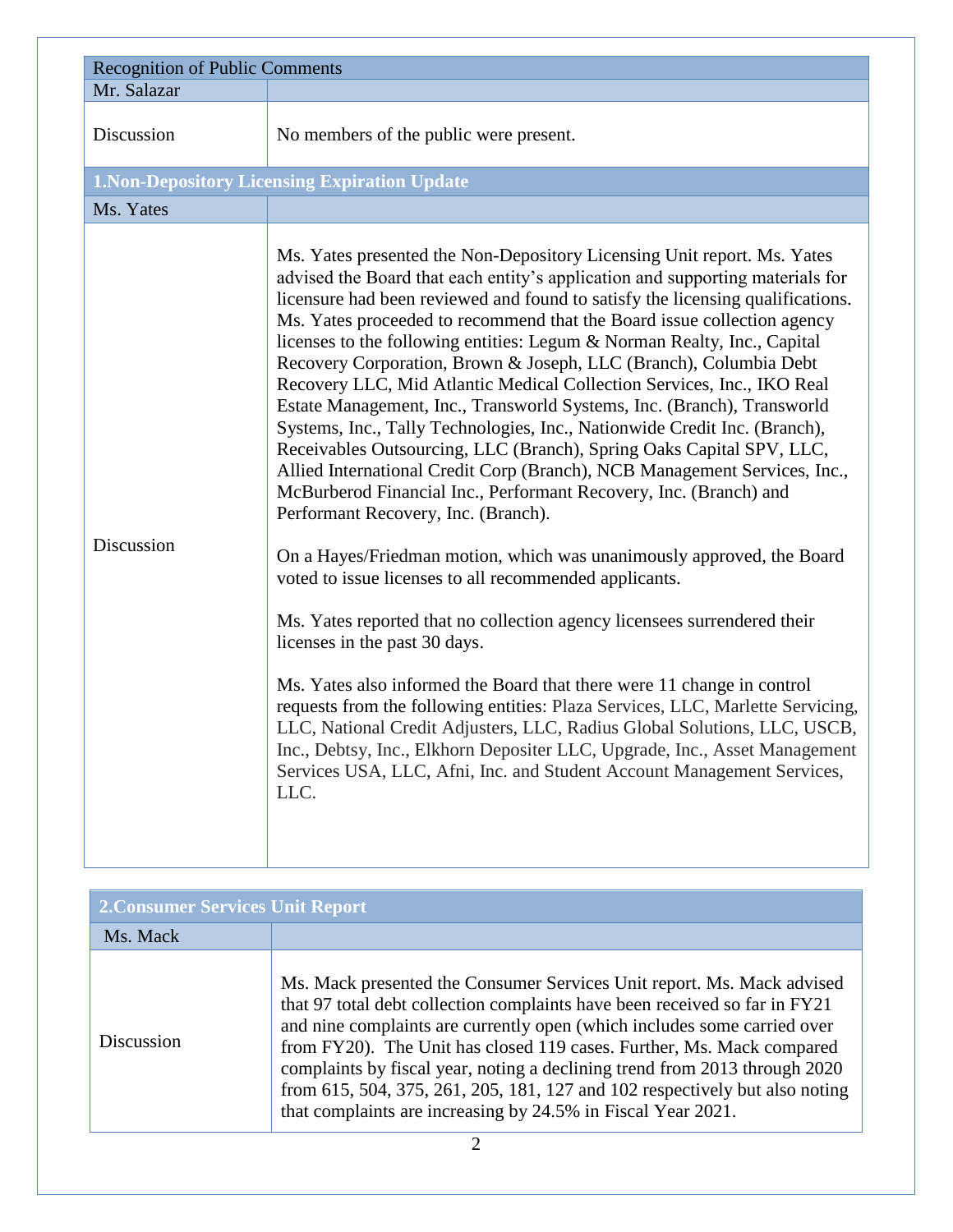| Recognition of Public Comments | |
|---|---|
| Mr. Salazar | |
| Discussion | No members of the public were present. |

| **1.Non-Depository Licensing Expiration Update** | |
|---|---|
| Ms. Yates | |
| Discussion | Ms. Yates presented the Non-Depository Licensing Unit report. Ms. Yates advised the Board that each entity's application and supporting materials for licensure had been reviewed and found to satisfy the licensing qualifications. Ms. Yates proceeded to recommend that the Board issue collection agency licenses to the following entities: Legum & Norman Realty, Inc., Capital Recovery Corporation, Brown & Joseph, LLC (Branch), Columbia Debt Recovery LLC, Mid Atlantic Medical Collection Services, Inc., IKO Real Estate Management, Inc., Transworld Systems, Inc. (Branch), Transworld Systems, Inc., Tally Technologies, Inc., Nationwide Credit Inc. (Branch), Receivables Outsourcing, LLC (Branch), Spring Oaks Capital SPV, LLC, Allied International Credit Corp (Branch), NCB Management Services, Inc., McBurberod Financial Inc., Performant Recovery, Inc. (Branch) and Performant Recovery, Inc. (Branch).<br><br>On a Hayes/Friedman motion, which was unanimously approved, the Board voted to issue licenses to all recommended applicants.<br><br>Ms. Yates reported that no collection agency licensees surrendered their licenses in the past 30 days.<br><br>Ms. Yates also informed the Board that there were 11 change in control requests from the following entities: Plaza Services, LLC, Marlette Servicing, LLC, National Credit Adjusters, LLC, Radius Global Solutions, LLC, USCB, Inc., Debtsy, Inc., Elkhorn Depositer LLC, Upgrade, Inc., Asset Management Services USA, LLC, Afni, Inc. and Student Account Management Services, LLC. |

| **2.Consumer Services Unit Report** | |
|---|---|
| Ms. Mack | |
| Discussion | Ms. Mack presented the Consumer Services Unit report. Ms. Mack advised that 97 total debt collection complaints have been received so far in FY21 and nine complaints are currently open (which includes some carried over from FY20). The Unit has closed 119 cases. Further, Ms. Mack compared complaints by fiscal year, noting a declining trend from 2013 through 2020 from 615, 504, 375, 261, 205, 181, 127 and 102 respectively but also noting that complaints are increasing by 24.5% in Fiscal Year 2021. |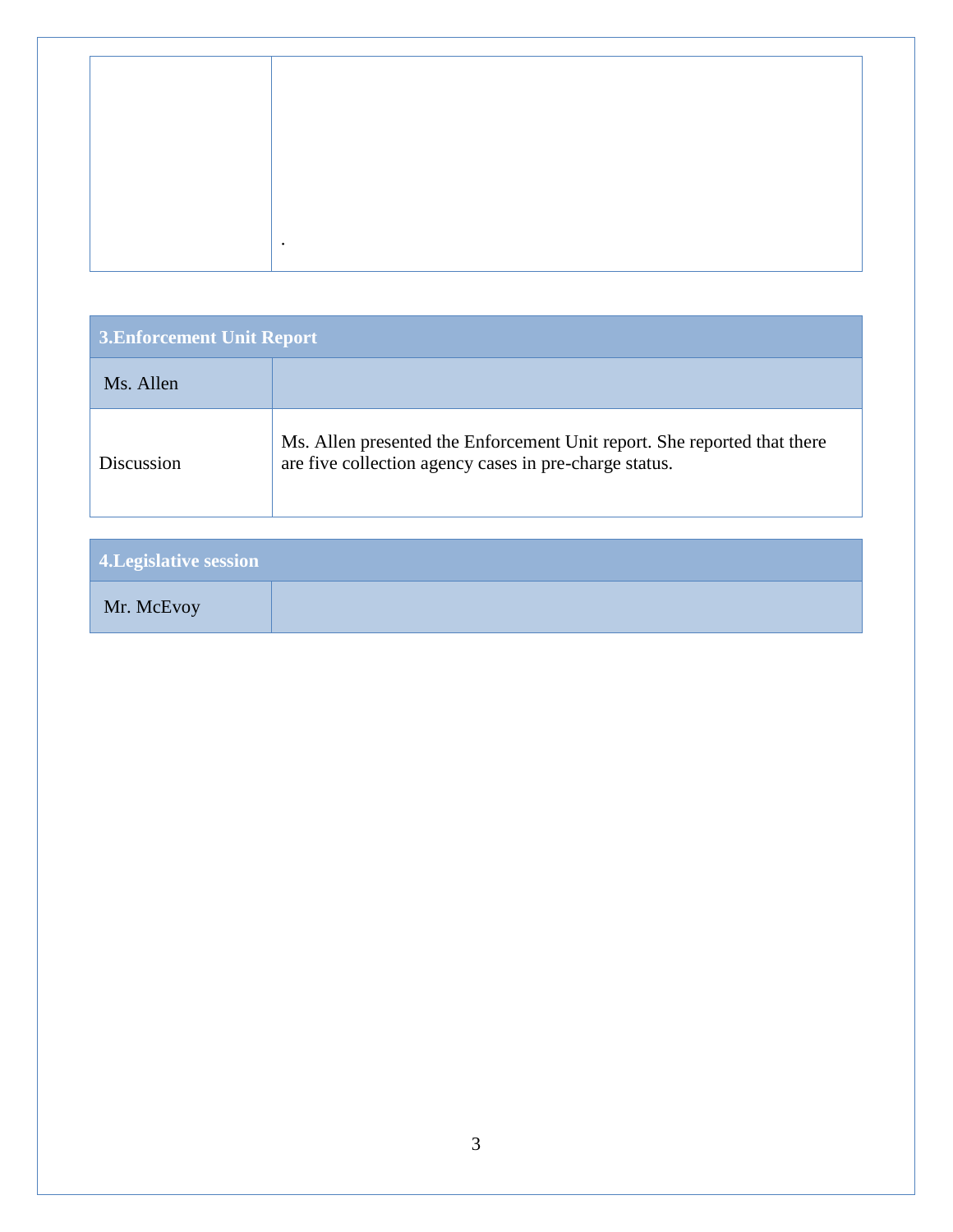| | |
|---|---|
| | . |

| 3.Enforcement Unit Report | |
|---|---|
| Ms. Allen | |
| Discussion | Ms. Allen presented the Enforcement Unit report. She reported that there are five collection agency cases in pre-charge status. |

| 4.Legislative session | |
|---|---|
| Mr. McEvoy | |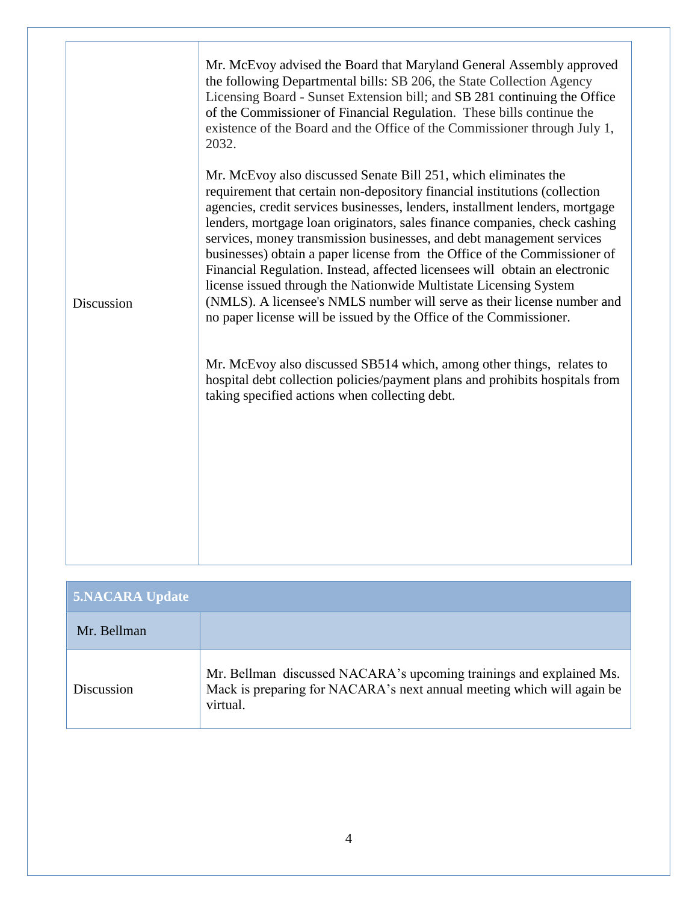| | |
|---|---|
| Discussion | Mr. McEvoy advised the Board that Maryland General Assembly approved the following Departmental bills: SB 206, the State Collection Agency Licensing Board - Sunset Extension bill; and SB 281 continuing the Office of the Commissioner of Financial Regulation. These bills continue the existence of the Board and the Office of the Commissioner through July 1, 2032.<br><br>Mr. McEvoy also discussed Senate Bill 251, which eliminates the requirement that certain non-depository financial institutions (collection agencies, credit services businesses, lenders, installment lenders, mortgage lenders, mortgage loan originators, sales finance companies, check cashing services, money transmission businesses, and debt management services businesses) obtain a paper license from the Office of the Commissioner of Financial Regulation. Instead, affected licensees will obtain an electronic license issued through the Nationwide Multistate Licensing System (NMLS). A licensee's NMLS number will serve as their license number and no paper license will be issued by the Office of the Commissioner.<br><br>Mr. McEvoy also discussed SB514 which, among other things, relates to hospital debt collection policies/payment plans and prohibits hospitals from taking specified actions when collecting debt. |

| **5.NACARA Update** | |
|---|---|
| Mr. Bellman | |
| Discussion | Mr. Bellman discussed NACARA's upcoming trainings and explained Ms. Mack is preparing for NACARA's next annual meeting which will again be virtual. |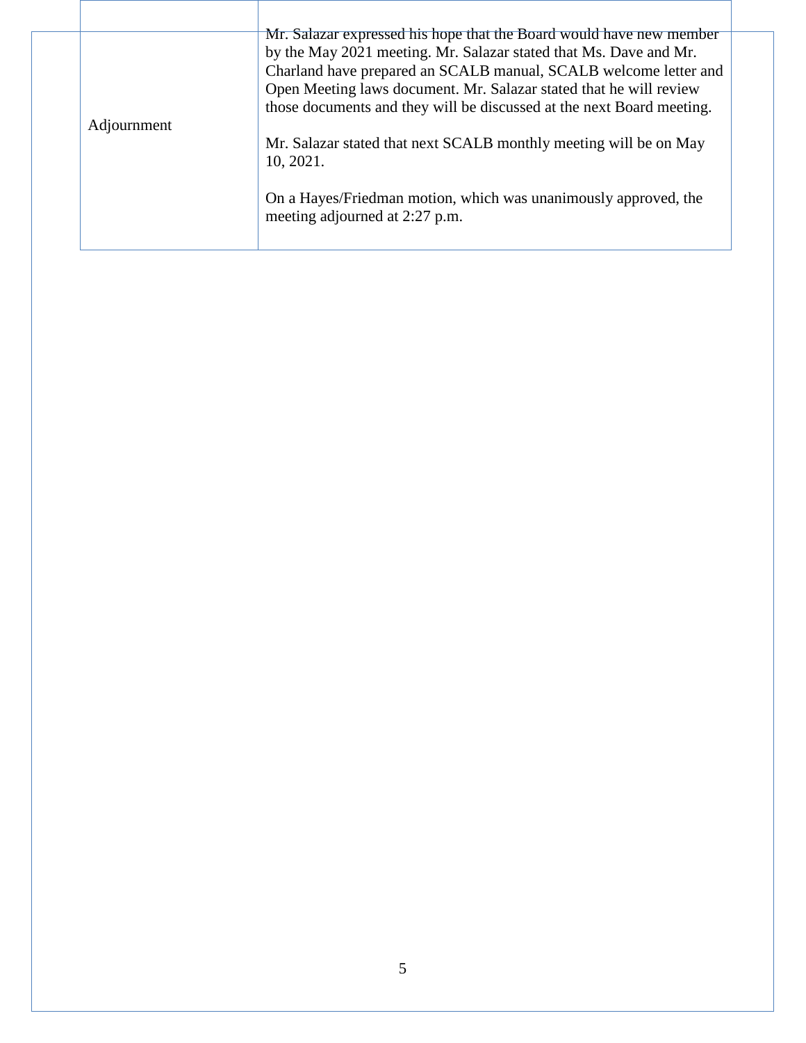| | |
|---|---|
| Adjournment | Mr. Salazar expressed his hope that the Board would have new member by the May 2021 meeting. Mr. Salazar stated that Ms. Dave and Mr. Charland have prepared an SCALB manual, SCALB welcome letter and Open Meeting laws document. Mr. Salazar stated that he will review those documents and they will be discussed at the next Board meeting.<br><br>Mr. Salazar stated that next SCALB monthly meeting will be on May 10, 2021.<br><br>On a Hayes/Friedman motion, which was unanimously approved, the meeting adjourned at 2:27 p.m. |